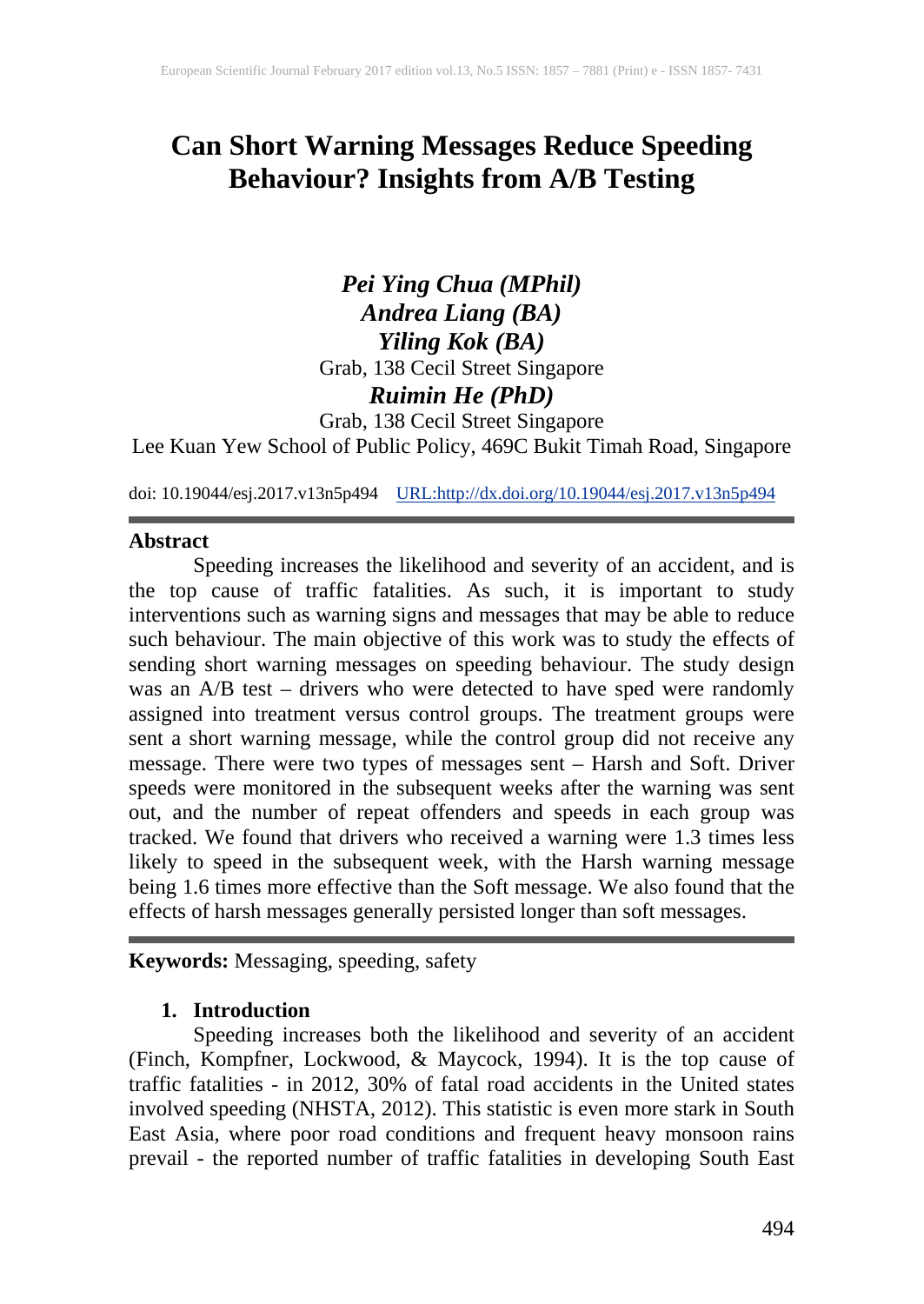# Can Short Warning Messages Reduce Speeding Behaviour? Insights from A/B Testing

***Pei Ying Chua (MPhil)***
***Andrea Liang (BA)***
***Yiling Kok (BA)***
Grab, 138 Cecil Street Singapore
***Ruimin He (PhD)***
Grab, 138 Cecil Street Singapore
Lee Kuan Yew School of Public Policy, 469C Bukit Timah Road, Singapore

doi: 10.19044/esj.2017.v13n5p494 URL:http://dx.doi.org/10.19044/esj.2017.v13n5p494

## Abstract

Speeding increases the likelihood and severity of an accident, and is the top cause of traffic fatalities. As such, it is important to study interventions such as warning signs and messages that may be able to reduce such behaviour. The main objective of this work was to study the effects of sending short warning messages on speeding behaviour. The study design was an A/B test – drivers who were detected to have sped were randomly assigned into treatment versus control groups. The treatment groups were sent a short warning message, while the control group did not receive any message. There were two types of messages sent – Harsh and Soft. Driver speeds were monitored in the subsequent weeks after the warning was sent out, and the number of repeat offenders and speeds in each group was tracked. We found that drivers who received a warning were 1.3 times less likely to speed in the subsequent week, with the Harsh warning message being 1.6 times more effective than the Soft message. We also found that the effects of harsh messages generally persisted longer than soft messages.

**Keywords:** Messaging, speeding, safety

## 1. Introduction

Speeding increases both the likelihood and severity of an accident (Finch, Kompfner, Lockwood, & Maycock, 1994). It is the top cause of traffic fatalities - in 2012, 30% of fatal road accidents in the United states involved speeding (NHSTA, 2012). This statistic is even more stark in South East Asia, where poor road conditions and frequent heavy monsoon rains prevail - the reported number of traffic fatalities in developing South East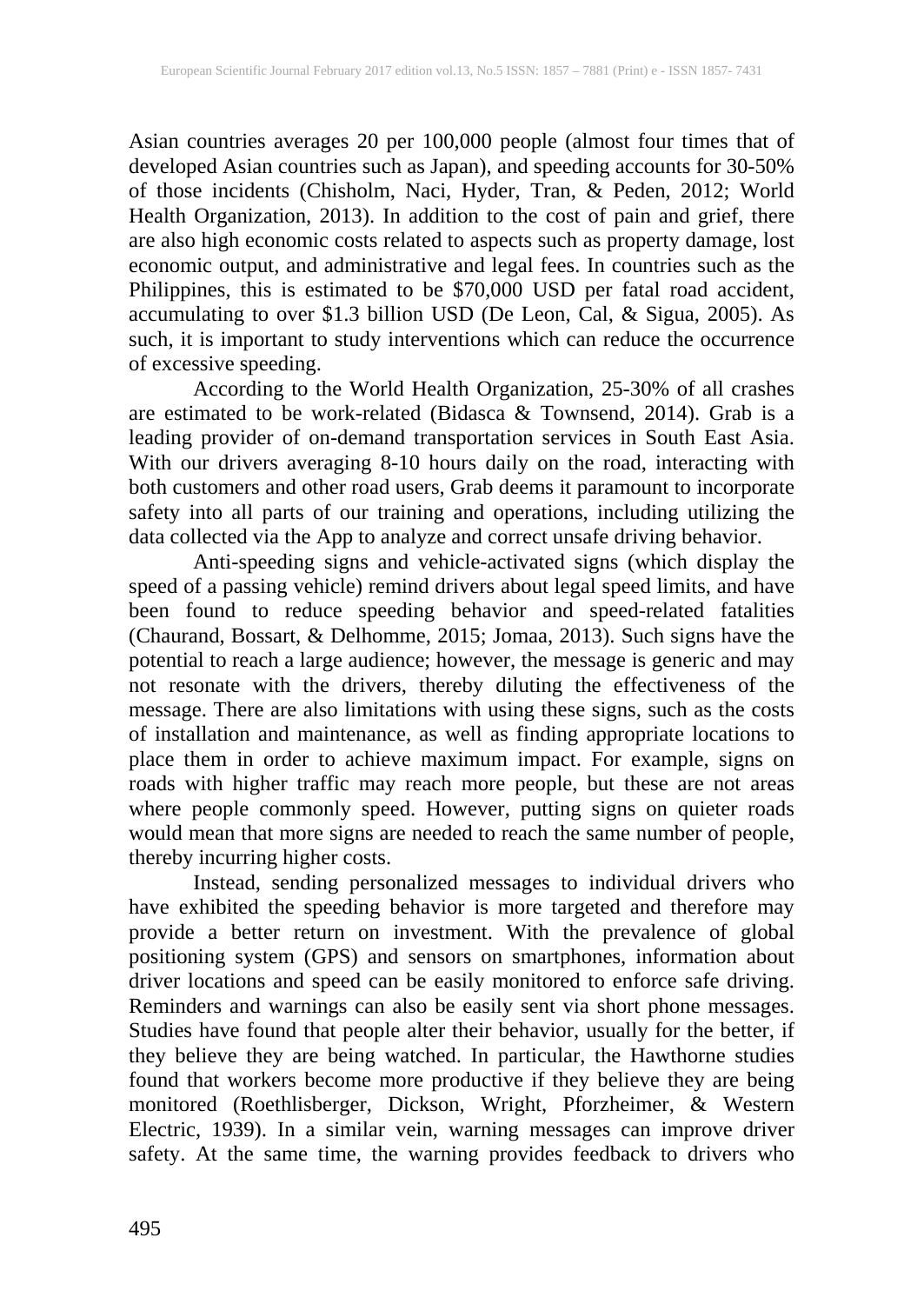Asian countries averages 20 per 100,000 people (almost four times that of developed Asian countries such as Japan), and speeding accounts for 30-50% of those incidents (Chisholm, Naci, Hyder, Tran, & Peden, 2012; World Health Organization, 2013). In addition to the cost of pain and grief, there are also high economic costs related to aspects such as property damage, lost economic output, and administrative and legal fees. In countries such as the Philippines, this is estimated to be $70,000 USD per fatal road accident, accumulating to over $1.3 billion USD (De Leon, Cal, & Sigua, 2005). As such, it is important to study interventions which can reduce the occurrence of excessive speeding.

According to the World Health Organization, 25-30% of all crashes are estimated to be work-related (Bidasca & Townsend, 2014). Grab is a leading provider of on-demand transportation services in South East Asia. With our drivers averaging 8-10 hours daily on the road, interacting with both customers and other road users, Grab deems it paramount to incorporate safety into all parts of our training and operations, including utilizing the data collected via the App to analyze and correct unsafe driving behavior.

Anti-speeding signs and vehicle-activated signs (which display the speed of a passing vehicle) remind drivers about legal speed limits, and have been found to reduce speeding behavior and speed-related fatalities (Chaurand, Bossart, & Delhomme, 2015; Jomaa, 2013). Such signs have the potential to reach a large audience; however, the message is generic and may not resonate with the drivers, thereby diluting the effectiveness of the message. There are also limitations with using these signs, such as the costs of installation and maintenance, as well as finding appropriate locations to place them in order to achieve maximum impact. For example, signs on roads with higher traffic may reach more people, but these are not areas where people commonly speed. However, putting signs on quieter roads would mean that more signs are needed to reach the same number of people, thereby incurring higher costs.

Instead, sending personalized messages to individual drivers who have exhibited the speeding behavior is more targeted and therefore may provide a better return on investment. With the prevalence of global positioning system (GPS) and sensors on smartphones, information about driver locations and speed can be easily monitored to enforce safe driving. Reminders and warnings can also be easily sent via short phone messages. Studies have found that people alter their behavior, usually for the better, if they believe they are being watched. In particular, the Hawthorne studies found that workers become more productive if they believe they are being monitored (Roethlisberger, Dickson, Wright, Pforzheimer, & Western Electric, 1939). In a similar vein, warning messages can improve driver safety. At the same time, the warning provides feedback to drivers who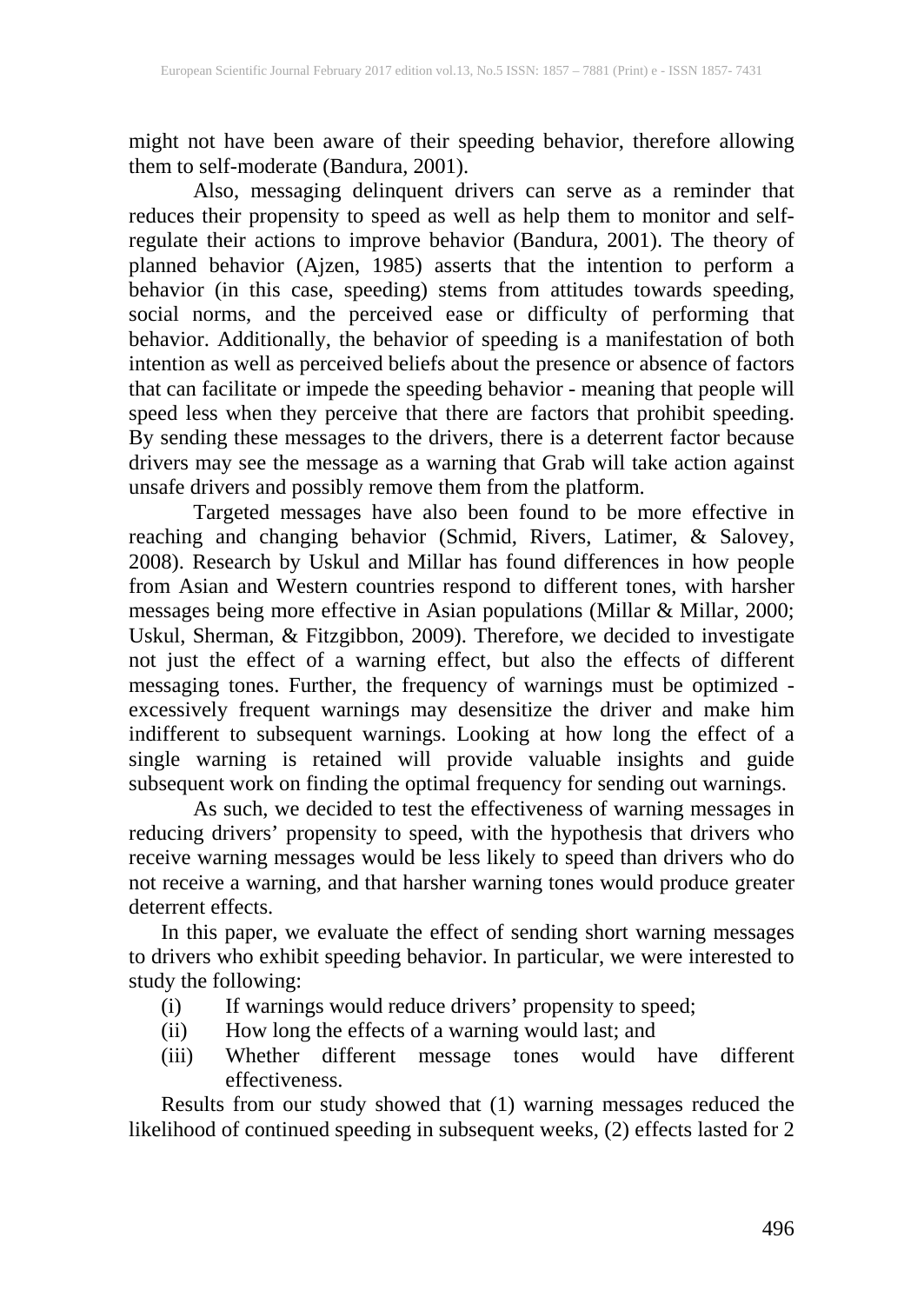might not have been aware of their speeding behavior, therefore allowing them to self-moderate (Bandura, 2001).

Also, messaging delinquent drivers can serve as a reminder that reduces their propensity to speed as well as help them to monitor and self-regulate their actions to improve behavior (Bandura, 2001). The theory of planned behavior (Ajzen, 1985) asserts that the intention to perform a behavior (in this case, speeding) stems from attitudes towards speeding, social norms, and the perceived ease or difficulty of performing that behavior. Additionally, the behavior of speeding is a manifestation of both intention as well as perceived beliefs about the presence or absence of factors that can facilitate or impede the speeding behavior - meaning that people will speed less when they perceive that there are factors that prohibit speeding. By sending these messages to the drivers, there is a deterrent factor because drivers may see the message as a warning that Grab will take action against unsafe drivers and possibly remove them from the platform.

Targeted messages have also been found to be more effective in reaching and changing behavior (Schmid, Rivers, Latimer, & Salovey, 2008). Research by Uskul and Millar has found differences in how people from Asian and Western countries respond to different tones, with harsher messages being more effective in Asian populations (Millar & Millar, 2000; Uskul, Sherman, & Fitzgibbon, 2009). Therefore, we decided to investigate not just the effect of a warning effect, but also the effects of different messaging tones. Further, the frequency of warnings must be optimized - excessively frequent warnings may desensitize the driver and make him indifferent to subsequent warnings. Looking at how long the effect of a single warning is retained will provide valuable insights and guide subsequent work on finding the optimal frequency for sending out warnings.

As such, we decided to test the effectiveness of warning messages in reducing drivers' propensity to speed, with the hypothesis that drivers who receive warning messages would be less likely to speed than drivers who do not receive a warning, and that harsher warning tones would produce greater deterrent effects.

In this paper, we evaluate the effect of sending short warning messages to drivers who exhibit speeding behavior. In particular, we were interested to study the following:

(i) If warnings would reduce drivers' propensity to speed;
(ii) How long the effects of a warning would last; and
(iii) Whether different message tones would have different effectiveness.

Results from our study showed that (1) warning messages reduced the likelihood of continued speeding in subsequent weeks, (2) effects lasted for 2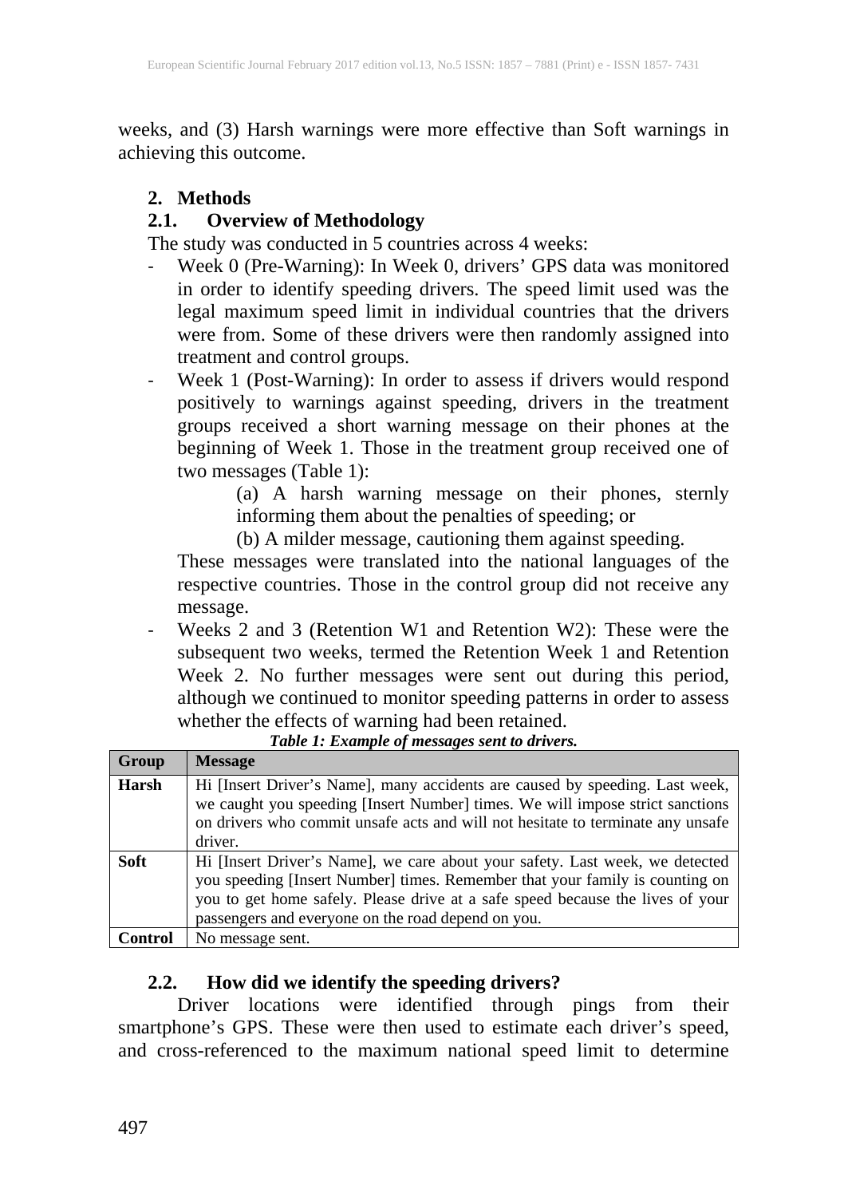weeks, and (3) Harsh warnings were more effective than Soft warnings in achieving this outcome.

## 2. Methods

### 2.1. Overview of Methodology

The study was conducted in 5 countries across 4 weeks:

- Week 0 (Pre-Warning): In Week 0, drivers' GPS data was monitored in order to identify speeding drivers. The speed limit used was the legal maximum speed limit in individual countries that the drivers were from. Some of these drivers were then randomly assigned into treatment and control groups.
- Week 1 (Post-Warning): In order to assess if drivers would respond positively to warnings against speeding, drivers in the treatment groups received a short warning message on their phones at the beginning of Week 1. Those in the treatment group received one of two messages (Table 1):

  (a) A harsh warning message on their phones, sternly informing them about the penalties of speeding; or

  (b) A milder message, cautioning them against speeding.

  These messages were translated into the national languages of the respective countries. Those in the control group did not receive any message.
- Weeks 2 and 3 (Retention W1 and Retention W2): These were the subsequent two weeks, termed the Retention Week 1 and Retention Week 2. No further messages were sent out during this period, although we continued to monitor speeding patterns in order to assess whether the effects of warning had been retained.

***Table 1: Example of messages sent to drivers.***

| Group | Message |
|---|---|
| **Harsh** | Hi [Insert Driver's Name], many accidents are caused by speeding. Last week, we caught you speeding [Insert Number] times. We will impose strict sanctions on drivers who commit unsafe acts and will not hesitate to terminate any unsafe driver. |
| **Soft** | Hi [Insert Driver's Name], we care about your safety. Last week, we detected you speeding [Insert Number] times. Remember that your family is counting on you to get home safely. Please drive at a safe speed because the lives of your passengers and everyone on the road depend on you. |
| **Control** | No message sent. |

### 2.2. How did we identify the speeding drivers?

Driver locations were identified through pings from their smartphone's GPS. These were then used to estimate each driver's speed, and cross-referenced to the maximum national speed limit to determine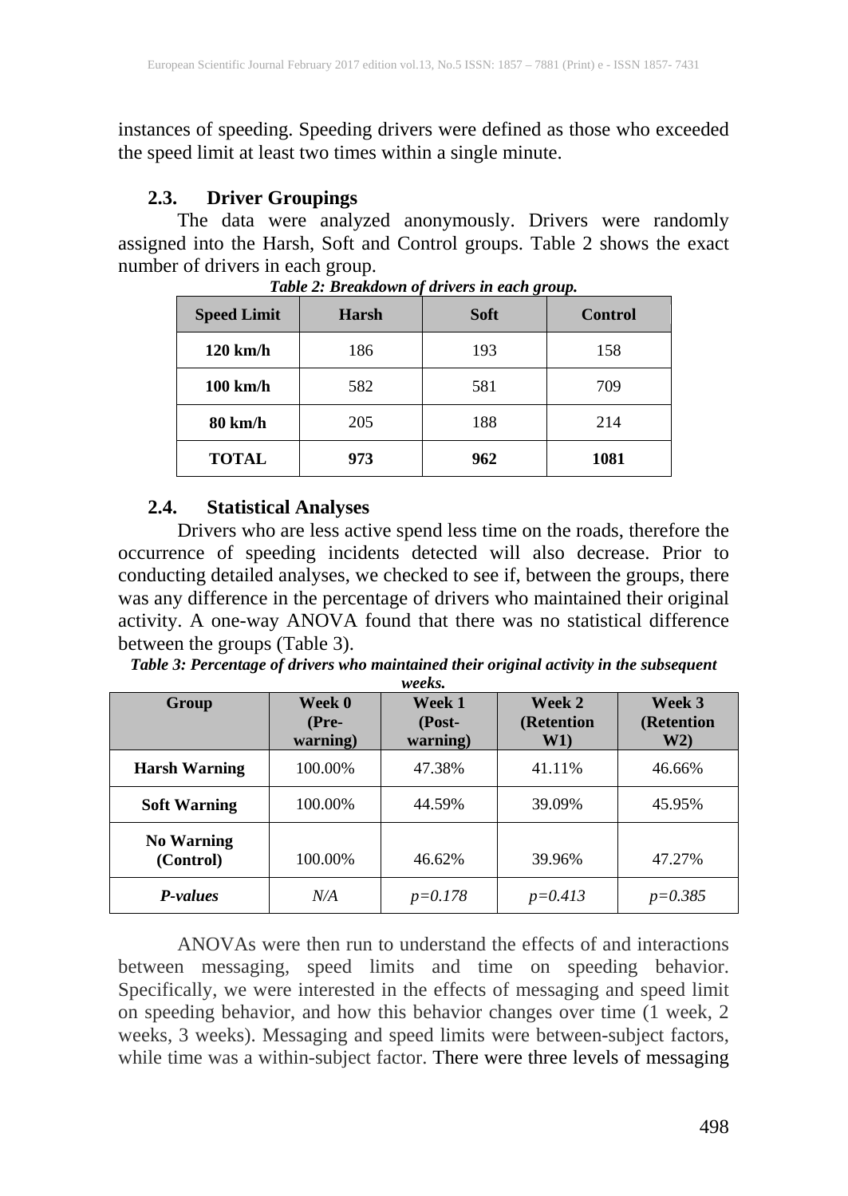instances of speeding. Speeding drivers were defined as those who exceeded the speed limit at least two times within a single minute.

### 2.3. Driver Groupings

The data were analyzed anonymously. Drivers were randomly assigned into the Harsh, Soft and Control groups. Table 2 shows the exact number of drivers in each group.

***Table 2: Breakdown of drivers in each group.***

| Speed Limit | Harsh | Soft | Control |
|---|---|---|---|
| **120 km/h** | 186 | 193 | 158 |
| **100 km/h** | 582 | 581 | 709 |
| **80 km/h** | 205 | 188 | 214 |
| **TOTAL** | **973** | **962** | **1081** |

### 2.4. Statistical Analyses

Drivers who are less active spend less time on the roads, therefore the occurrence of speeding incidents detected will also decrease. Prior to conducting detailed analyses, we checked to see if, between the groups, there was any difference in the percentage of drivers who maintained their original activity. A one-way ANOVA found that there was no statistical difference between the groups (Table 3).

***Table 3: Percentage of drivers who maintained their original activity in the subsequent weeks.***

| Group | Week 0 (Pre-warning) | Week 1 (Post-warning) | Week 2 (Retention W1) | Week 3 (Retention W2) |
|---|---|---|---|---|
| **Harsh Warning** | 100.00% | 47.38% | 41.11% | 46.66% |
| **Soft Warning** | 100.00% | 44.59% | 39.09% | 45.95% |
| **No Warning (Control)** | 100.00% | 46.62% | 39.96% | 47.27% |
| ***P-values*** | *N/A* | *p=0.178* | *p=0.413* | *p=0.385* |

ANOVAs were then run to understand the effects of and interactions between messaging, speed limits and time on speeding behavior. Specifically, we were interested in the effects of messaging and speed limit on speeding behavior, and how this behavior changes over time (1 week, 2 weeks, 3 weeks). Messaging and speed limits were between-subject factors, while time was a within-subject factor. There were three levels of messaging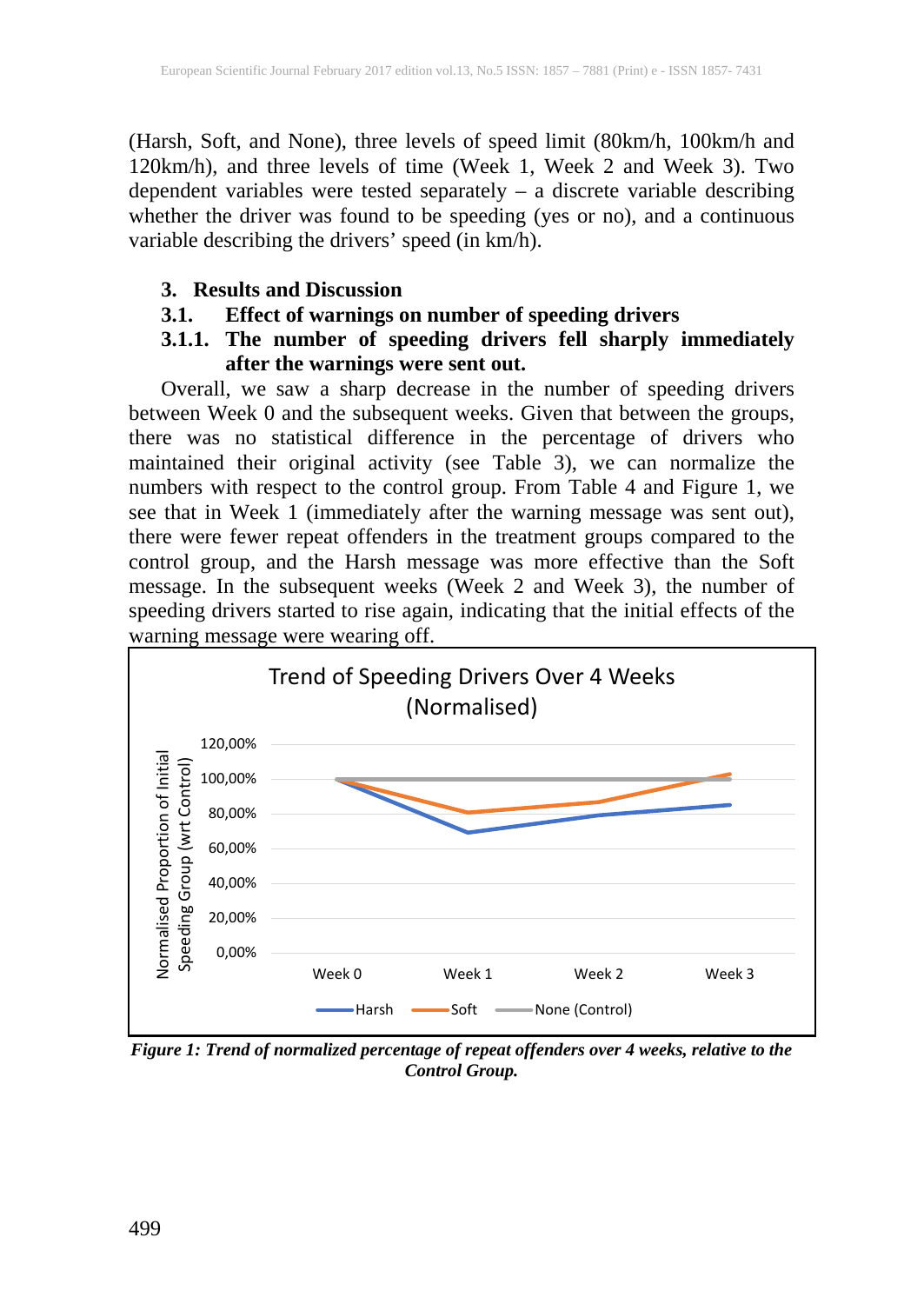(Harsh, Soft, and None), three levels of speed limit (80km/h, 100km/h and 120km/h), and three levels of time (Week 1, Week 2 and Week 3). Two dependent variables were tested separately – a discrete variable describing whether the driver was found to be speeding (yes or no), and a continuous variable describing the drivers' speed (in km/h).

## 3. Results and Discussion

### 3.1. Effect of warnings on number of speeding drivers

#### 3.1.1. The number of speeding drivers fell sharply immediately after the warnings were sent out.

Overall, we saw a sharp decrease in the number of speeding drivers between Week 0 and the subsequent weeks. Given that between the groups, there was no statistical difference in the percentage of drivers who maintained their original activity (see Table 3), we can normalize the numbers with respect to the control group. From Table 4 and Figure 1, we see that in Week 1 (immediately after the warning message was sent out), there were fewer repeat offenders in the treatment groups compared to the control group, and the Harsh message was more effective than the Soft message. In the subsequent weeks (Week 2 and Week 3), the number of speeding drivers started to rise again, indicating that the initial effects of the warning message were wearing off.

*Figure 1: Trend of normalized percentage of repeat offenders over 4 weeks, relative to the Control Group.*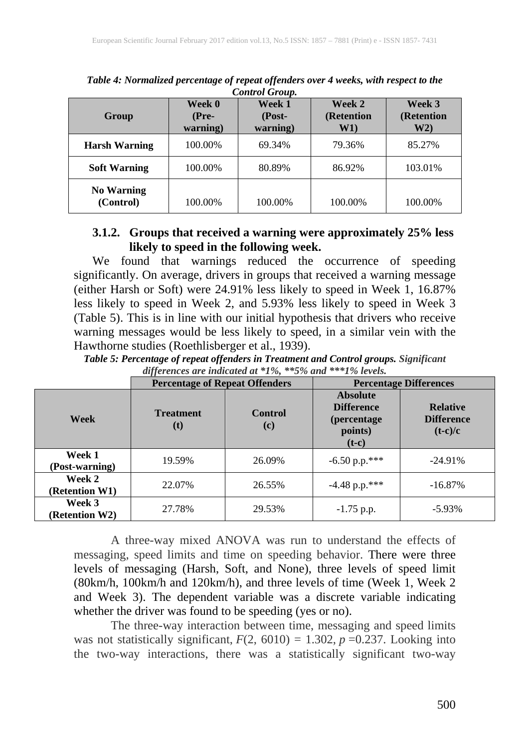*Table 4: Normalized percentage of repeat offenders over 4 weeks, with respect to the Control Group.*

| Group | Week 0 (Pre-warning) | Week 1 (Post-warning) | Week 2 (Retention W1) | Week 3 (Retention W2) |
|---|---|---|---|---|
| **Harsh Warning** | 100.00% | 69.34% | 79.36% | 85.27% |
| **Soft Warning** | 100.00% | 80.89% | 86.92% | 103.01% |
| **No Warning (Control)** | 100.00% | 100.00% | 100.00% | 100.00% |

### 3.1.2. Groups that received a warning were approximately 25% less likely to speed in the following week.

We found that warnings reduced the occurrence of speeding significantly. On average, drivers in groups that received a warning message (either Harsh or Soft) were 24.91% less likely to speed in Week 1, 16.87% less likely to speed in Week 2, and 5.93% less likely to speed in Week 3 (Table 5). This is in line with our initial hypothesis that drivers who receive warning messages would be less likely to speed, in a similar vein with the Hawthorne studies (Roethlisberger et al., 1939).

*Table 5: Percentage of repeat offenders in Treatment and Control groups. Significant differences are indicated at *1%, **5% and ***1% levels.*

| | Percentage of Repeat Offenders | | Percentage Differences | |
|---|---|---|---|---|
| **Week** | **Treatment (t)** | **Control (c)** | **Absolute Difference (percentage points) (t-c)** | **Relative Difference (t-c)/c** |
| **Week 1 (Post-warning)** | 19.59% | 26.09% | -6.50 p.p.*** | -24.91% |
| **Week 2 (Retention W1)** | 22.07% | 26.55% | -4.48 p.p.*** | -16.87% |
| **Week 3 (Retention W2)** | 27.78% | 29.53% | -1.75 p.p. | -5.93% |

A three-way mixed ANOVA was run to understand the effects of messaging, speed limits and time on speeding behavior. There were three levels of messaging (Harsh, Soft, and None), three levels of speed limit (80km/h, 100km/h and 120km/h), and three levels of time (Week 1, Week 2 and Week 3). The dependent variable was a discrete variable indicating whether the driver was found to be speeding (yes or no).

The three-way interaction between time, messaging and speed limits was not statistically significant, $F(2, 6010) = 1.302$, $p = 0.237$. Looking into the two-way interactions, there was a statistically significant two-way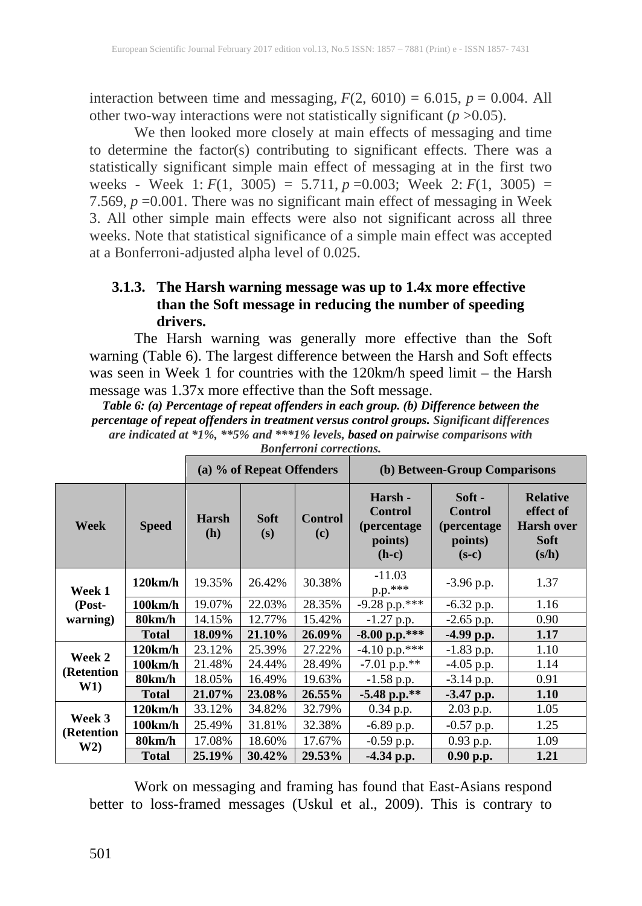interaction between time and messaging, $F(2, 6010) = 6.015$, $p = 0.004$. All other two-way interactions were not statistically significant ($p > 0.05$).

We then looked more closely at main effects of messaging and time to determine the factor(s) contributing to significant effects. There was a statistically significant simple main effect of messaging at in the first two weeks - Week 1: $F(1, 3005) = 5.711$, $p = 0.003$; Week 2: $F(1, 3005) = 7.569$, $p = 0.001$. There was no significant main effect of messaging in Week 3. All other simple main effects were also not significant across all three weeks. Note that statistical significance of a simple main effect was accepted at a Bonferroni-adjusted alpha level of 0.025.

### 3.1.3. The Harsh warning message was up to 1.4x more effective than the Soft message in reducing the number of speeding drivers.

The Harsh warning was generally more effective than the Soft warning (Table 6). The largest difference between the Harsh and Soft effects was seen in Week 1 for countries with the 120km/h speed limit – the Harsh message was 1.37x more effective than the Soft message.

***Table 6: (a) Percentage of repeat offenders in each group. (b) Difference between the percentage of repeat offenders in treatment versus control groups.*** *Significant differences are indicated at *1%, **5% and ***1% levels,* ***based on*** *pairwise comparisons with Bonferroni corrections.*

| | | (a) % of Repeat Offenders | | | (b) Between-Group Comparisons | | |
|---|---|---|---|---|---|---|---|
| **Week** | **Speed** | **Harsh (h)** | **Soft (s)** | **Control (c)** | **Harsh - Control (percentage points) (h-c)** | **Soft - Control (percentage points) (s-c)** | **Relative effect of Harsh over Soft (s/h)** |
| **Week 1 (Post-warning)** | **120km/h** | 19.35% | 26.42% | 30.38% | -11.03 p.p.*** | -3.96 p.p. | 1.37 |
| | **100km/h** | 19.07% | 22.03% | 28.35% | -9.28 p.p.*** | -6.32 p.p. | 1.16 |
| | **80km/h** | 14.15% | 12.77% | 15.42% | -1.27 p.p. | -2.65 p.p. | 0.90 |
| | **Total** | **18.09%** | **21.10%** | **26.09%** | **-8.00 p.p.*\*\*** | **-4.99 p.p.** | **1.17** |
| **Week 2 (Retention W1)** | **120km/h** | 23.12% | 25.39% | 27.22% | -4.10 p.p.*** | -1.83 p.p. | 1.10 |
| | **100km/h** | 21.48% | 24.44% | 28.49% | -7.01 p.p.** | -4.05 p.p. | 1.14 |
| | **80km/h** | 18.05% | 16.49% | 19.63% | -1.58 p.p. | -3.14 p.p. | 0.91 |
| | **Total** | **21.07%** | **23.08%** | **26.55%** | **-5.48 p.p.*\*** | **-3.47 p.p.** | **1.10** |
| **Week 3 (Retention W2)** | **120km/h** | 33.12% | 34.82% | 32.79% | 0.34 p.p. | 2.03 p.p. | 1.05 |
| | **100km/h** | 25.49% | 31.81% | 32.38% | -6.89 p.p. | -0.57 p.p. | 1.25 |
| | **80km/h** | 17.08% | 18.60% | 17.67% | -0.59 p.p. | 0.93 p.p. | 1.09 |
| | **Total** | **25.19%** | **30.42%** | **29.53%** | **-4.34 p.p.** | **0.90 p.p.** | **1.21** |

Work on messaging and framing has found that East-Asians respond better to loss-framed messages (Uskul et al., 2009). This is contrary to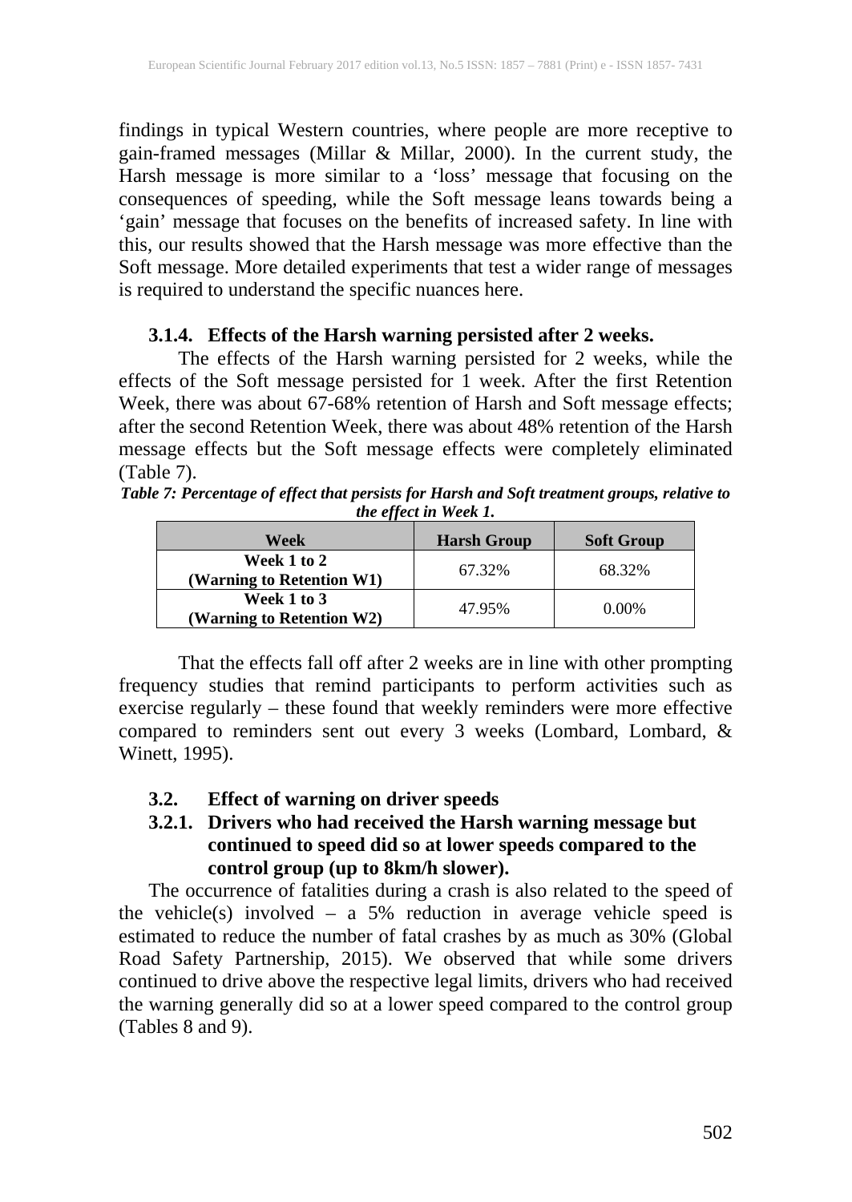findings in typical Western countries, where people are more receptive to gain-framed messages (Millar & Millar, 2000). In the current study, the Harsh message is more similar to a 'loss' message that focusing on the consequences of speeding, while the Soft message leans towards being a 'gain' message that focuses on the benefits of increased safety. In line with this, our results showed that the Harsh message was more effective than the Soft message. More detailed experiments that test a wider range of messages is required to understand the specific nuances here.

#### 3.1.4. Effects of the Harsh warning persisted after 2 weeks.

The effects of the Harsh warning persisted for 2 weeks, while the effects of the Soft message persisted for 1 week. After the first Retention Week, there was about 67-68% retention of Harsh and Soft message effects; after the second Retention Week, there was about 48% retention of the Harsh message effects but the Soft message effects were completely eliminated (Table 7).

*Table 7: Percentage of effect that persists for Harsh and Soft treatment groups, relative to the effect in Week 1.*

| Week | Harsh Group | Soft Group |
|---|---|---|
| **Week 1 to 2 (Warning to Retention W1)** | 67.32% | 68.32% |
| **Week 1 to 3 (Warning to Retention W2)** | 47.95% | 0.00% |

That the effects fall off after 2 weeks are in line with other prompting frequency studies that remind participants to perform activities such as exercise regularly – these found that weekly reminders were more effective compared to reminders sent out every 3 weeks (Lombard, Lombard, & Winett, 1995).

### 3.2. Effect of warning on driver speeds

#### 3.2.1. Drivers who had received the Harsh warning message but continued to speed did so at lower speeds compared to the control group (up to 8km/h slower).

The occurrence of fatalities during a crash is also related to the speed of the vehicle(s) involved – a 5% reduction in average vehicle speed is estimated to reduce the number of fatal crashes by as much as 30% (Global Road Safety Partnership, 2015). We observed that while some drivers continued to drive above the respective legal limits, drivers who had received the warning generally did so at a lower speed compared to the control group (Tables 8 and 9).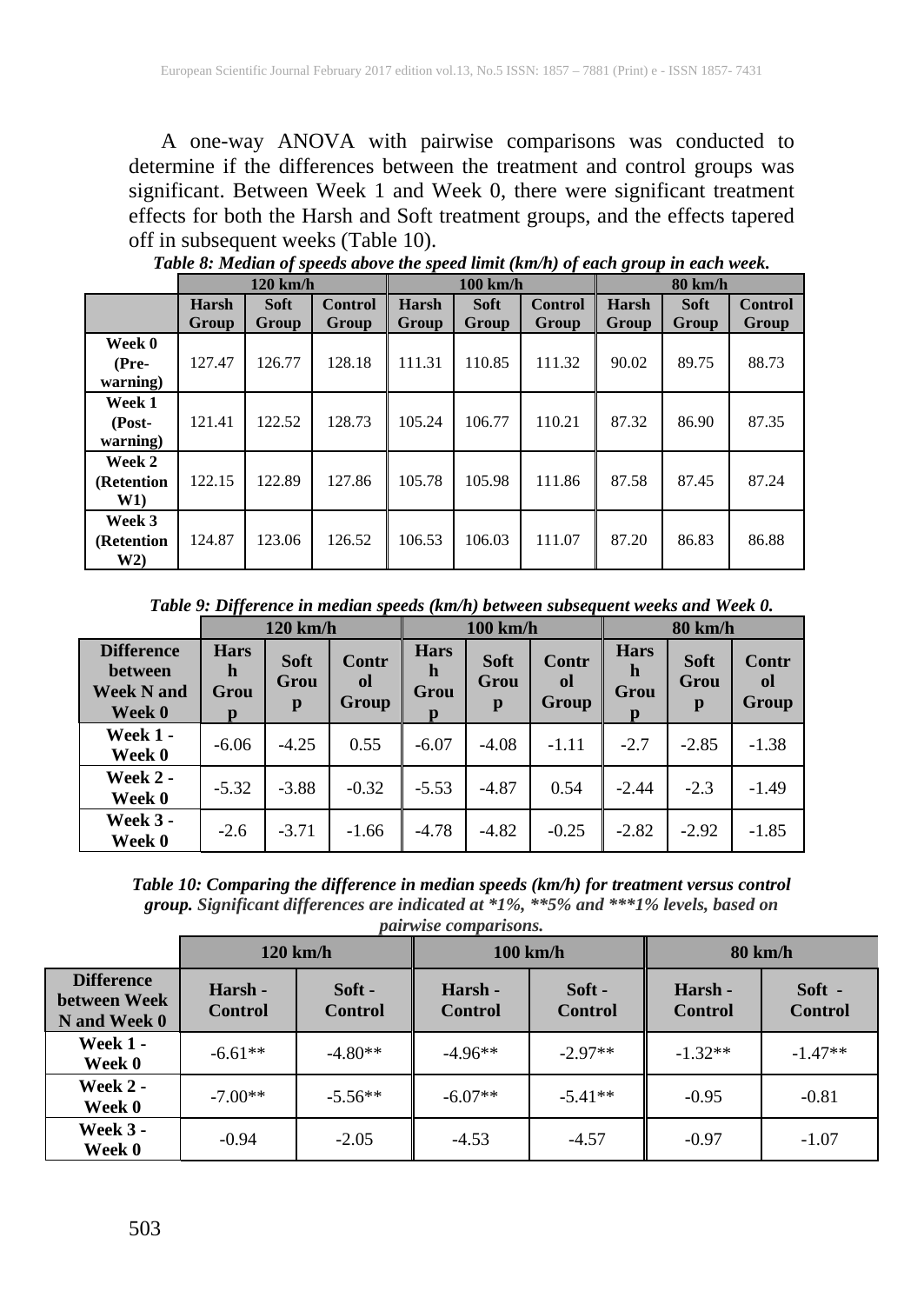A one-way ANOVA with pairwise comparisons was conducted to determine if the differences between the treatment and control groups was significant. Between Week 1 and Week 0, there were significant treatment effects for both the Harsh and Soft treatment groups, and the effects tapered off in subsequent weeks (Table 10).

***Table 8: Median of speeds above the speed limit (km/h) of each group in each week.***

| | 120 km/h | | | 100 km/h | | | 80 km/h | | |
|---|---|---|---|---|---|---|---|---|---|
| | **Harsh Group** | **Soft Group** | **Control Group** | **Harsh Group** | **Soft Group** | **Control Group** | **Harsh Group** | **Soft Group** | **Control Group** |
| **Week 0 (Pre-warning)** | 127.47 | 126.77 | 128.18 | 111.31 | 110.85 | 111.32 | 90.02 | 89.75 | 88.73 |
| **Week 1 (Post-warning)** | 121.41 | 122.52 | 128.73 | 105.24 | 106.77 | 110.21 | 87.32 | 86.90 | 87.35 |
| **Week 2 (Retention W1)** | 122.15 | 122.89 | 127.86 | 105.78 | 105.98 | 111.86 | 87.58 | 87.45 | 87.24 |
| **Week 3 (Retention W2)** | 124.87 | 123.06 | 126.52 | 106.53 | 106.03 | 111.07 | 87.20 | 86.83 | 86.88 |

***Table 9: Difference in median speeds (km/h) between subsequent weeks and Week 0.***

| | 120 km/h | | | 100 km/h | | | 80 km/h | | |
|---|---|---|---|---|---|---|---|---|---|
| **Difference between Week N and Week 0** | **Harsh Group** | **Soft Group** | **Control Group** | **Harsh Group** | **Soft Group** | **Control Group** | **Harsh Group** | **Soft Group** | **Control Group** |
| **Week 1 - Week 0** | -6.06 | -4.25 | 0.55 | -6.07 | -4.08 | -1.11 | -2.7 | -2.85 | -1.38 |
| **Week 2 - Week 0** | -5.32 | -3.88 | -0.32 | -5.53 | -4.87 | 0.54 | -2.44 | -2.3 | -1.49 |
| **Week 3 - Week 0** | -2.6 | -3.71 | -1.66 | -4.78 | -4.82 | -0.25 | -2.82 | -2.92 | -1.85 |

***Table 10: Comparing the difference in median speeds (km/h) for treatment versus control group.*** *Significant differences are indicated at *1%, **5% and ***1% levels, based on pairwise comparisons.*

| | 120 km/h | | 100 km/h | | 80 km/h | |
|---|---|---|---|---|---|---|
| **Difference between Week N and Week 0** | **Harsh - Control** | **Soft - Control** | **Harsh - Control** | **Soft - Control** | **Harsh - Control** | **Soft - Control** |
| **Week 1 - Week 0** | -6.61** | -4.80** | -4.96** | -2.97** | -1.32** | -1.47** |
| **Week 2 - Week 0** | -7.00** | -5.56** | -6.07** | -5.41** | -0.95 | -0.81 |
| **Week 3 - Week 0** | -0.94 | -2.05 | -4.53 | -4.57 | -0.97 | -1.07 |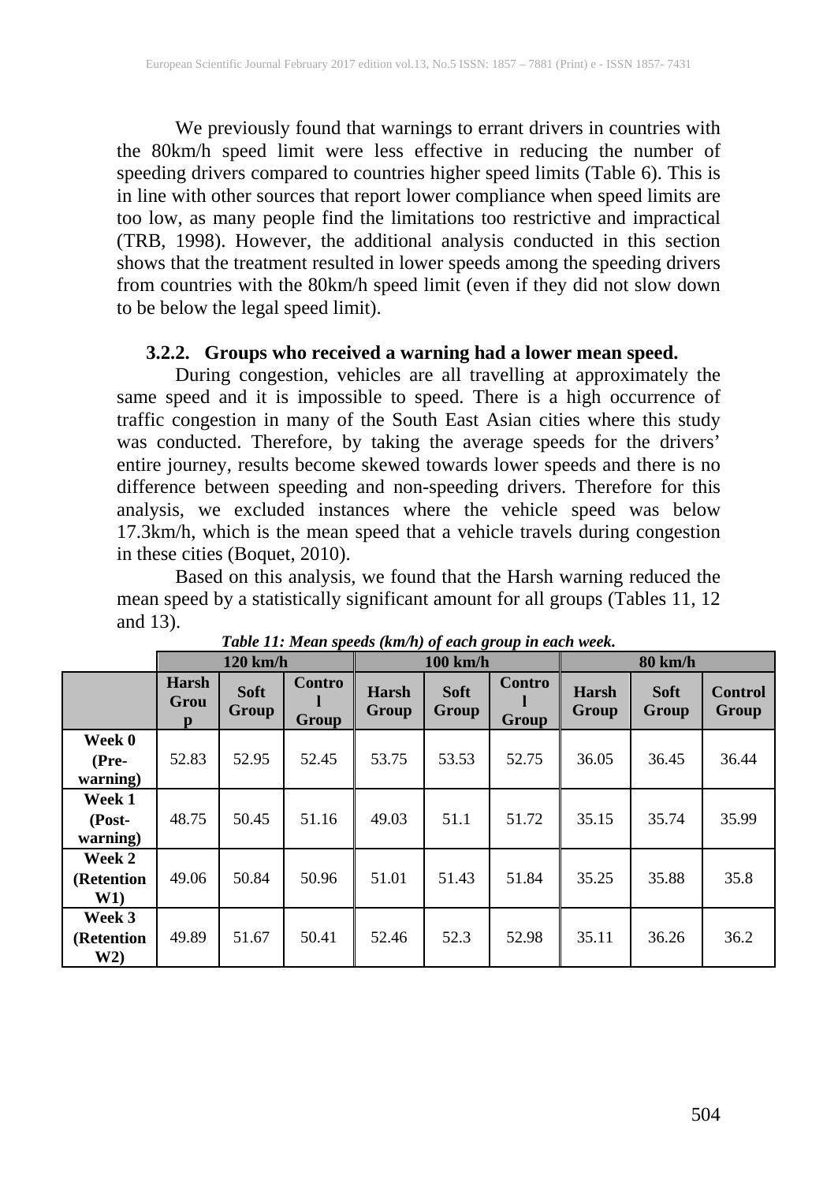We previously found that warnings to errant drivers in countries with the 80km/h speed limit were less effective in reducing the number of speeding drivers compared to countries higher speed limits (Table 6). This is in line with other sources that report lower compliance when speed limits are too low, as many people find the limitations too restrictive and impractical (TRB, 1998). However, the additional analysis conducted in this section shows that the treatment resulted in lower speeds among the speeding drivers from countries with the 80km/h speed limit (even if they did not slow down to be below the legal speed limit).

### 3.2.2. Groups who received a warning had a lower mean speed.

During congestion, vehicles are all travelling at approximately the same speed and it is impossible to speed. There is a high occurrence of traffic congestion in many of the South East Asian cities where this study was conducted. Therefore, by taking the average speeds for the drivers' entire journey, results become skewed towards lower speeds and there is no difference between speeding and non-speeding drivers. Therefore for this analysis, we excluded instances where the vehicle speed was below 17.3km/h, which is the mean speed that a vehicle travels during congestion in these cities (Boquet, 2010).

Based on this analysis, we found that the Harsh warning reduced the mean speed by a statistically significant amount for all groups (Tables 11, 12 and 13).

*Table 11: Mean speeds (km/h) of each group in each week.*

| | 120 km/h | | | 100 km/h | | | 80 km/h | | |
|---|---|---|---|---|---|---|---|---|---|
| | Harsh Group | Soft Group | Control Group | Harsh Group | Soft Group | Control Group | Harsh Group | Soft Group | Control Group |
| Week 0 (Pre-warning) | 52.83 | 52.95 | 52.45 | 53.75 | 53.53 | 52.75 | 36.05 | 36.45 | 36.44 |
| Week 1 (Post-warning) | 48.75 | 50.45 | 51.16 | 49.03 | 51.1 | 51.72 | 35.15 | 35.74 | 35.99 |
| Week 2 (Retention W1) | 49.06 | 50.84 | 50.96 | 51.01 | 51.43 | 51.84 | 35.25 | 35.88 | 35.8 |
| Week 3 (Retention W2) | 49.89 | 51.67 | 50.41 | 52.46 | 52.3 | 52.98 | 35.11 | 36.26 | 36.2 |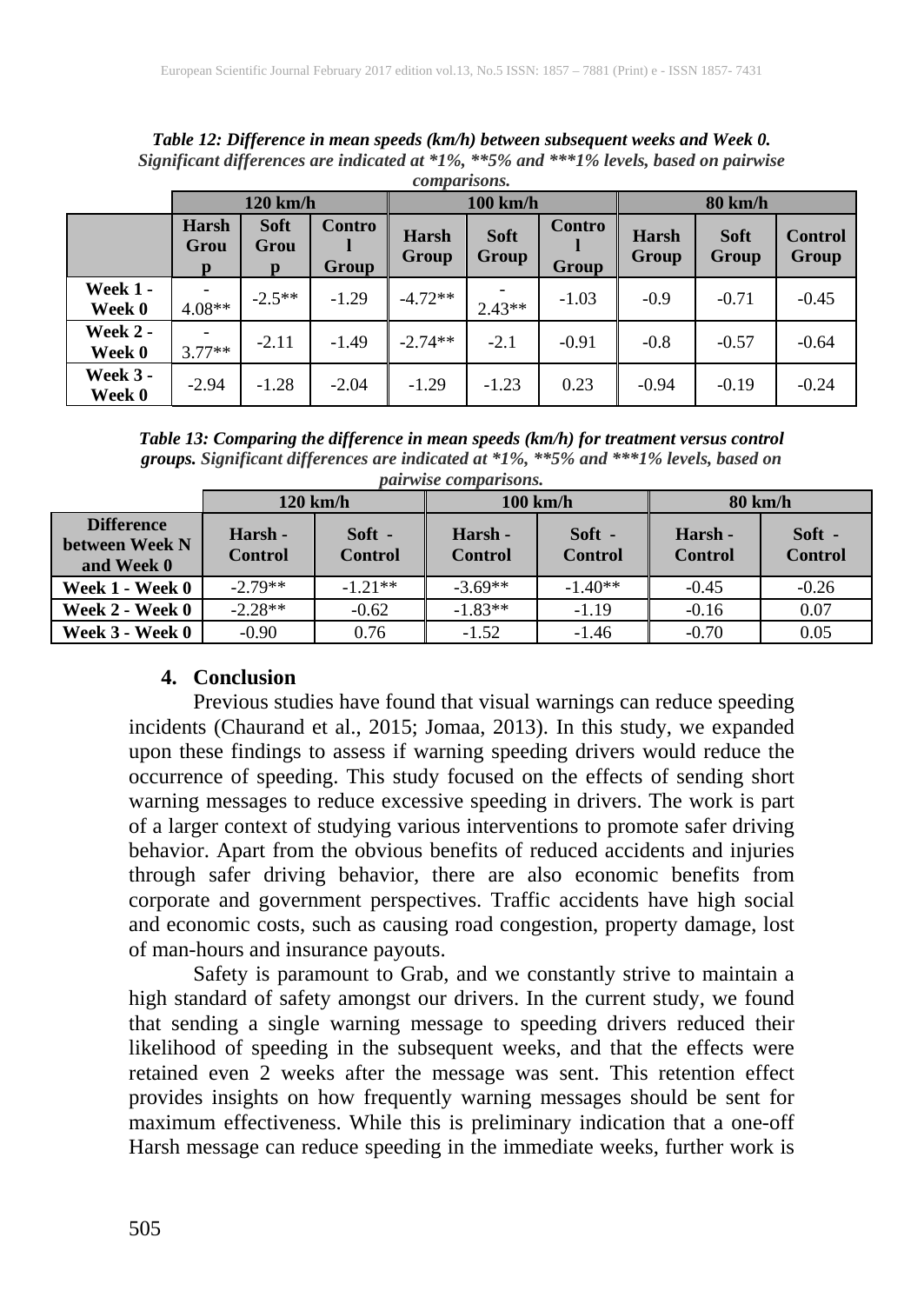*Table 12: Difference in mean speeds (km/h) between subsequent weeks and Week 0. Significant differences are indicated at *1%, **5% and ***1% levels, based on pairwise comparisons.*

| | 120 km/h | | | 100 km/h | | | 80 km/h | | |
|---|---|---|---|---|---|---|---|---|---|
| | Harsh Group | Soft Group | Control Group | Harsh Group | Soft Group | Control Group | Harsh Group | Soft Group | Control Group |
| Week 1 - Week 0 | -4.08** | -2.5** | -1.29 | -4.72** | -2.43** | -1.03 | -0.9 | -0.71 | -0.45 |
| Week 2 - Week 0 | -3.77** | -2.11 | -1.49 | -2.74** | -2.1 | -0.91 | -0.8 | -0.57 | -0.64 |
| Week 3 - Week 0 | -2.94 | -1.28 | -2.04 | -1.29 | -1.23 | 0.23 | -0.94 | -0.19 | -0.24 |

*Table 13: Comparing the difference in mean speeds (km/h) for treatment versus control groups. Significant differences are indicated at *1%, **5% and ***1% levels, based on pairwise comparisons.*

| | 120 km/h | | 100 km/h | | 80 km/h | |
|---|---|---|---|---|---|---|
| Difference between Week N and Week 0 | Harsh - Control | Soft - Control | Harsh - Control | Soft - Control | Harsh - Control | Soft - Control |
| Week 1 - Week 0 | -2.79** | -1.21** | -3.69** | -1.40** | -0.45 | -0.26 |
| Week 2 - Week 0 | -2.28** | -0.62 | -1.83** | -1.19 | -0.16 | 0.07 |
| Week 3 - Week 0 | -0.90 | 0.76 | -1.52 | -1.46 | -0.70 | 0.05 |

## 4. Conclusion

Previous studies have found that visual warnings can reduce speeding incidents (Chaurand et al., 2015; Jomaa, 2013). In this study, we expanded upon these findings to assess if warning speeding drivers would reduce the occurrence of speeding. This study focused on the effects of sending short warning messages to reduce excessive speeding in drivers. The work is part of a larger context of studying various interventions to promote safer driving behavior. Apart from the obvious benefits of reduced accidents and injuries through safer driving behavior, there are also economic benefits from corporate and government perspectives. Traffic accidents have high social and economic costs, such as causing road congestion, property damage, lost of man-hours and insurance payouts.

Safety is paramount to Grab, and we constantly strive to maintain a high standard of safety amongst our drivers. In the current study, we found that sending a single warning message to speeding drivers reduced their likelihood of speeding in the subsequent weeks, and that the effects were retained even 2 weeks after the message was sent. This retention effect provides insights on how frequently warning messages should be sent for maximum effectiveness. While this is preliminary indication that a one-off Harsh message can reduce speeding in the immediate weeks, further work is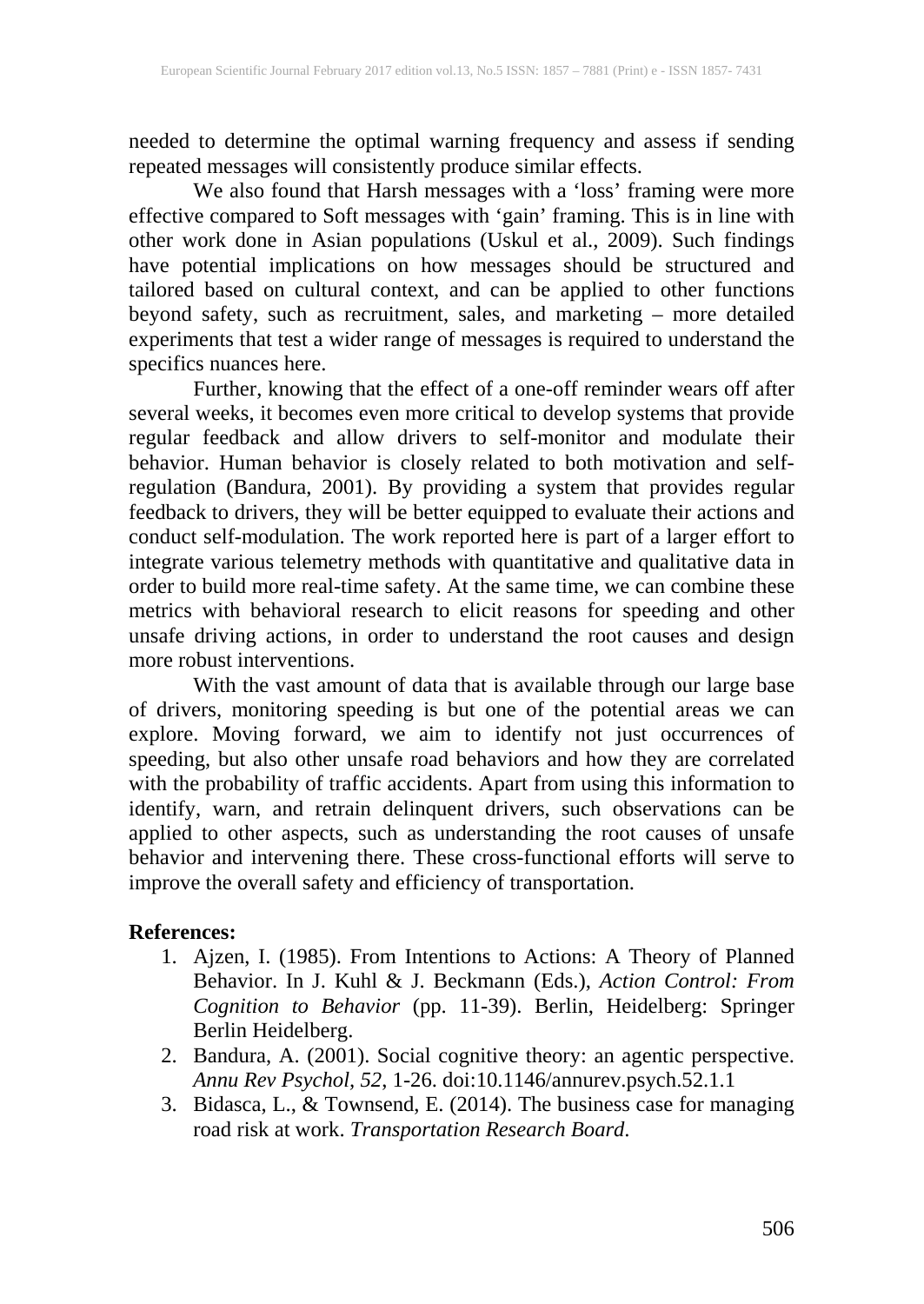needed to determine the optimal warning frequency and assess if sending repeated messages will consistently produce similar effects.

We also found that Harsh messages with a 'loss' framing were more effective compared to Soft messages with 'gain' framing. This is in line with other work done in Asian populations (Uskul et al., 2009). Such findings have potential implications on how messages should be structured and tailored based on cultural context, and can be applied to other functions beyond safety, such as recruitment, sales, and marketing – more detailed experiments that test a wider range of messages is required to understand the specifics nuances here.

Further, knowing that the effect of a one-off reminder wears off after several weeks, it becomes even more critical to develop systems that provide regular feedback and allow drivers to self-monitor and modulate their behavior. Human behavior is closely related to both motivation and self-regulation (Bandura, 2001). By providing a system that provides regular feedback to drivers, they will be better equipped to evaluate their actions and conduct self-modulation. The work reported here is part of a larger effort to integrate various telemetry methods with quantitative and qualitative data in order to build more real-time safety. At the same time, we can combine these metrics with behavioral research to elicit reasons for speeding and other unsafe driving actions, in order to understand the root causes and design more robust interventions.

With the vast amount of data that is available through our large base of drivers, monitoring speeding is but one of the potential areas we can explore. Moving forward, we aim to identify not just occurrences of speeding, but also other unsafe road behaviors and how they are correlated with the probability of traffic accidents. Apart from using this information to identify, warn, and retrain delinquent drivers, such observations can be applied to other aspects, such as understanding the root causes of unsafe behavior and intervening there. These cross-functional efforts will serve to improve the overall safety and efficiency of transportation.

**References:**

1. Ajzen, I. (1985). From Intentions to Actions: A Theory of Planned Behavior. In J. Kuhl & J. Beckmann (Eds.), *Action Control: From Cognition to Behavior* (pp. 11-39). Berlin, Heidelberg: Springer Berlin Heidelberg.
2. Bandura, A. (2001). Social cognitive theory: an agentic perspective. *Annu Rev Psychol, 52*, 1-26. doi:10.1146/annurev.psych.52.1.1
3. Bidasca, L., & Townsend, E. (2014). The business case for managing road risk at work. *Transportation Research Board*.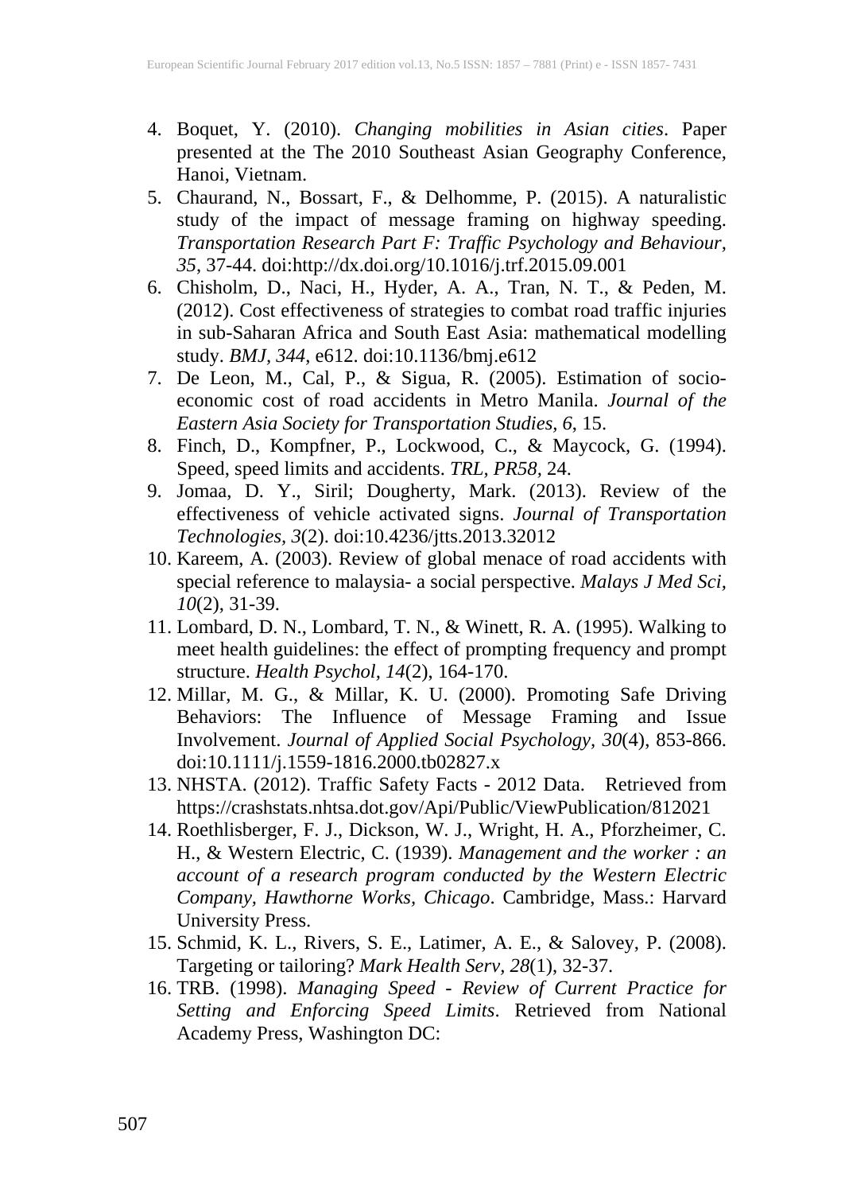4. Boquet, Y. (2010). *Changing mobilities in Asian cities*. Paper presented at the The 2010 Southeast Asian Geography Conference, Hanoi, Vietnam.
5. Chaurand, N., Bossart, F., & Delhomme, P. (2015). A naturalistic study of the impact of message framing on highway speeding. *Transportation Research Part F: Traffic Psychology and Behaviour, 35*, 37-44. doi:http://dx.doi.org/10.1016/j.trf.2015.09.001
6. Chisholm, D., Naci, H., Hyder, A. A., Tran, N. T., & Peden, M. (2012). Cost effectiveness of strategies to combat road traffic injuries in sub-Saharan Africa and South East Asia: mathematical modelling study. *BMJ, 344*, e612. doi:10.1136/bmj.e612
7. De Leon, M., Cal, P., & Sigua, R. (2005). Estimation of socio-economic cost of road accidents in Metro Manila. *Journal of the Eastern Asia Society for Transportation Studies, 6*, 15.
8. Finch, D., Kompfner, P., Lockwood, C., & Maycock, G. (1994). Speed, speed limits and accidents. *TRL, PR58*, 24.
9. Jomaa, D. Y., Siril; Dougherty, Mark. (2013). Review of the effectiveness of vehicle activated signs. *Journal of Transportation Technologies, 3*(2). doi:10.4236/jtts.2013.32012
10. Kareem, A. (2003). Review of global menace of road accidents with special reference to malaysia- a social perspective. *Malays J Med Sci, 10*(2), 31-39.
11. Lombard, D. N., Lombard, T. N., & Winett, R. A. (1995). Walking to meet health guidelines: the effect of prompting frequency and prompt structure. *Health Psychol, 14*(2), 164-170.
12. Millar, M. G., & Millar, K. U. (2000). Promoting Safe Driving Behaviors: The Influence of Message Framing and Issue Involvement. *Journal of Applied Social Psychology, 30*(4), 853-866. doi:10.1111/j.1559-1816.2000.tb02827.x
13. NHSTA. (2012). Traffic Safety Facts - 2012 Data. Retrieved from https://crashstats.nhtsa.dot.gov/Api/Public/ViewPublication/812021
14. Roethlisberger, F. J., Dickson, W. J., Wright, H. A., Pforzheimer, C. H., & Western Electric, C. (1939). *Management and the worker : an account of a research program conducted by the Western Electric Company, Hawthorne Works, Chicago*. Cambridge, Mass.: Harvard University Press.
15. Schmid, K. L., Rivers, S. E., Latimer, A. E., & Salovey, P. (2008). Targeting or tailoring? *Mark Health Serv, 28*(1), 32-37.
16. TRB. (1998). *Managing Speed - Review of Current Practice for Setting and Enforcing Speed Limits*. Retrieved from National Academy Press, Washington DC: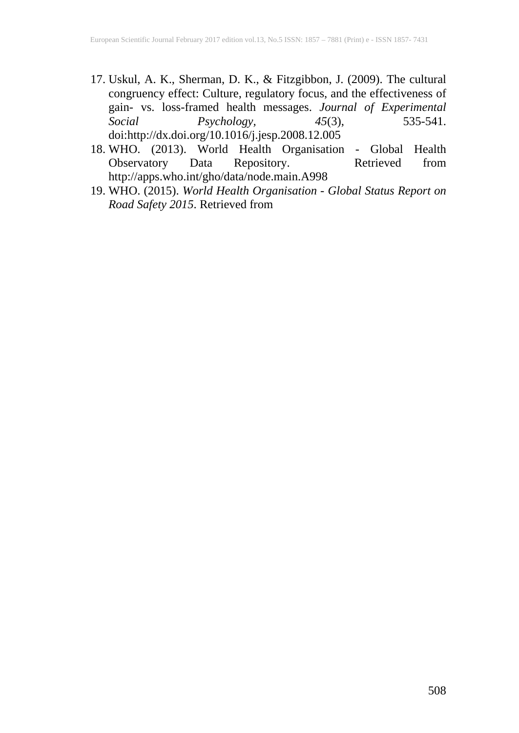17. Uskul, A. K., Sherman, D. K., & Fitzgibbon, J. (2009). The cultural congruency effect: Culture, regulatory focus, and the effectiveness of gain- vs. loss-framed health messages. *Journal of Experimental Social Psychology*, *45*(3), 535-541. doi:http://dx.doi.org/10.1016/j.jesp.2008.12.005
18. WHO. (2013). World Health Organisation - Global Health Observatory Data Repository. Retrieved from http://apps.who.int/gho/data/node.main.A998
19. WHO. (2015). *World Health Organisation - Global Status Report on Road Safety 2015*. Retrieved from